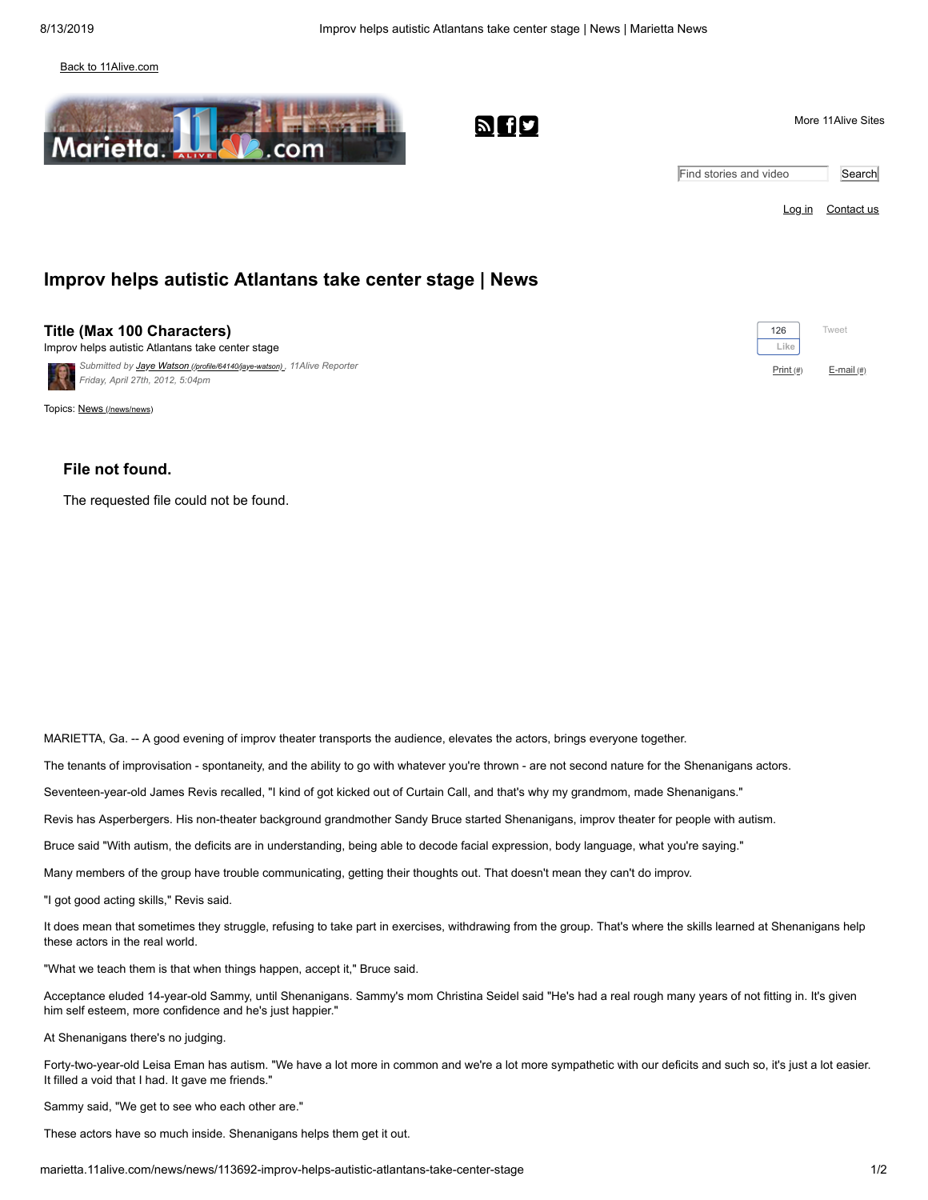Back to 11Alive.com

More 11Alive Sites

Find stories and video Search

Log in Contact us

# Improv helps autistic Atlantans take center stage | News

## Title (Max 100 Characters)

Improv helps autistic Atlantans take center stage

*Submitted by Jaye Watson (/profile/64140/jaye-watson), 11Alive Reporter*
*Friday, April 27th, 2012, 5:04pm*

126 Like Tweet

Print (#) E-mail (#)

Topics: News (/news/news)

### File not found.

The requested file could not be found.

MARIETTA, Ga. -- A good evening of improv theater transports the audience, elevates the actors, brings everyone together.

The tenants of improvisation - spontaneity, and the ability to go with whatever you're thrown - are not second nature for the Shenanigans actors.

Seventeen-year-old James Revis recalled, "I kind of got kicked out of Curtain Call, and that's why my grandmom, made Shenanigans."

Revis has Aspergers. His non-theater background grandmother Sandy Bruce started Shenanigans, improv theater for people with autism.

Bruce said "With autism, the deficits are in understanding, being able to decode facial expression, body language, what you're saying."

Many members of the group have trouble communicating, getting their thoughts out. That doesn't mean they can't do improv.

"I got good acting skills," Revis said.

It does mean that sometimes they struggle, refusing to take part in exercises, withdrawing from the group. That's where the skills learned at Shenanigans help these actors in the real world.

"What we teach them is that when things happen, accept it," Bruce said.

Acceptance eluded 14-year-old Sammy, until Shenanigans. Sammy's mom Christina Seidel said "He's had a real rough many years of not fitting in. It's given him self esteem, more confidence and he's just happier."

At Shenanigans there's no judging.

Forty-two-year-old Leisa Eman has autism. "We have a lot more in common and we're a lot more sympathetic with our deficits and such so, it's just a lot easier. It filled a void that I had. It gave me friends."

Sammy said, "We get to see who each other are."

These actors have so much inside. Shenanigans helps them get it out.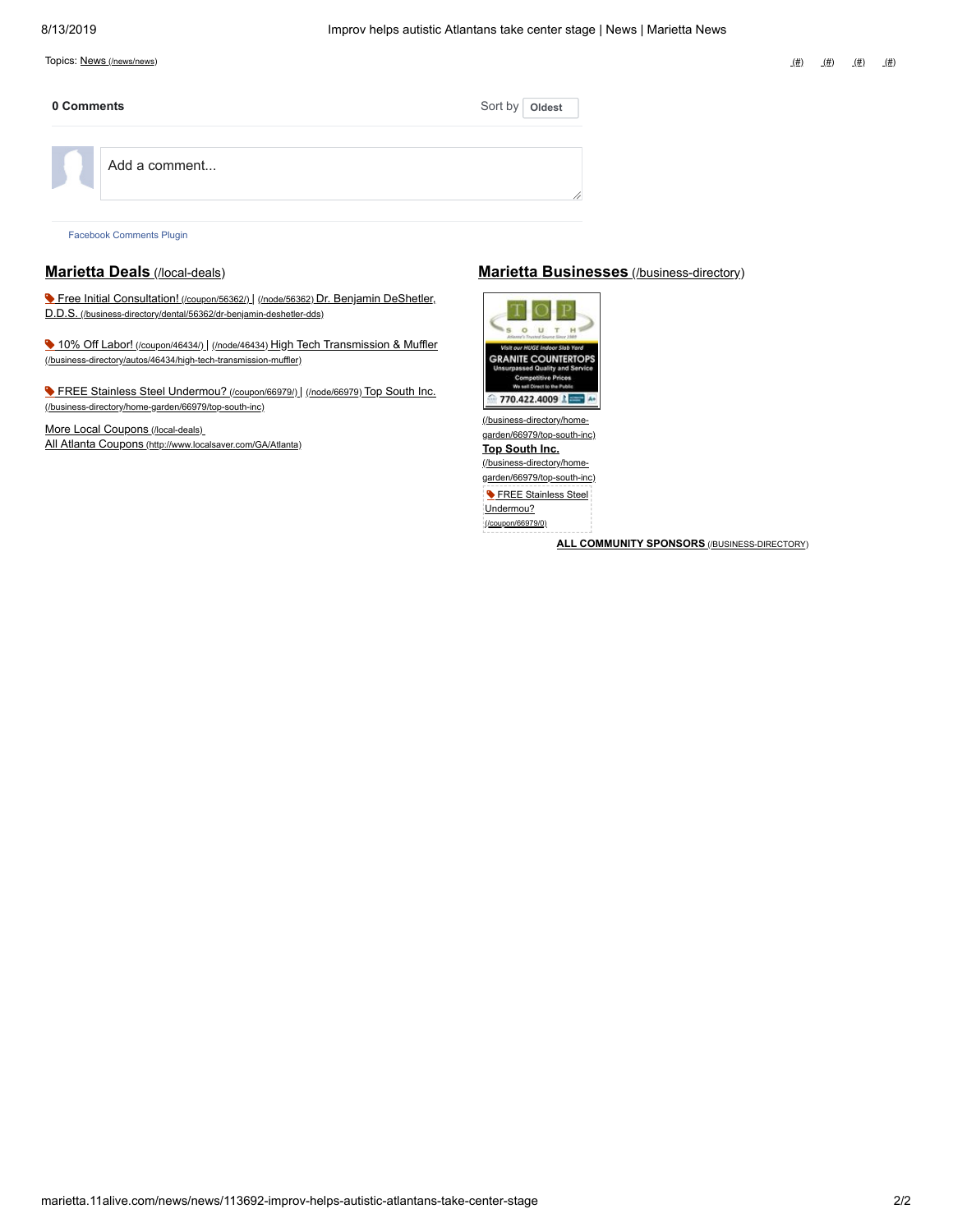Topics: News (/news/news)

(#) (#) (#) (#)

**0 Comments** Sort by Oldest

Add a comment...

Facebook Comments Plugin

## Marietta Deals (/local-deals)

Free Initial Consultation! (/coupon/56362/) | (/node/56362) Dr. Benjamin DeShetler, D.D.S. (/business-directory/dental/56362/dr-benjamin-deshetler-dds)

10% Off Labor! (/coupon/46434/) | (/node/46434) High Tech Transmission & Muffler (/business-directory/autos/46434/high-tech-transmission-muffler)

FREE Stainless Steel Undermou? (/coupon/66979/) | (/node/66979) Top South Inc. (/business-directory/home-garden/66979/top-south-inc)

More Local Coupons (/local-deals)
All Atlanta Coupons (http://www.localsaver.com/GA/Atlanta)

## Marietta Businesses (/business-directory)

TOP SOUTH
Atlanta's Trusted Source Since 1989
Visit our HUGE Indoor Slab Yard
GRANITE COUNTERTOPS
Unsurpassed Quality and Service
Competitive Prices
We sell Direct to the Public
770.422.4009

(/business-directory/home-garden/66979/top-south-inc)

**Top South Inc.** (/business-directory/home-garden/66979/top-south-inc)

FREE Stainless Steel Undermou? (/coupon/66979/0)

**ALL COMMUNITY SPONSORS** (/BUSINESS-DIRECTORY)